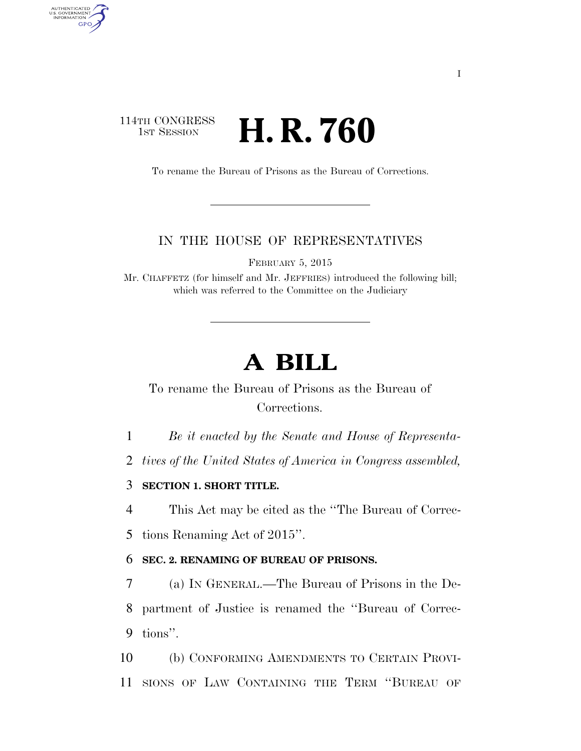I

114TH CONGRESS
1ST SESSION

# H. R. 760

To rename the Bureau of Prisons as the Bureau of Corrections.

---

IN THE HOUSE OF REPRESENTATIVES

FEBRUARY 5, 2015

Mr. CHAFFETZ (for himself and Mr. JEFFRIES) introduced the following bill; which was referred to the Committee on the Judiciary

---

# A BILL

To rename the Bureau of Prisons as the Bureau of Corrections.

1 *Be it enacted by the Senate and House of Representa-*
2 *tives of the United States of America in Congress assembled,*

3 **SECTION 1. SHORT TITLE.**

4 This Act may be cited as the ''The Bureau of Correc-
5 tions Renaming Act of 2015''.

6 **SEC. 2. RENAMING OF BUREAU OF PRISONS.**

7 (a) IN GENERAL.—The Bureau of Prisons in the De-
8 partment of Justice is renamed the ''Bureau of Correc-
9 tions''.

10 (b) CONFORMING AMENDMENTS TO CERTAIN PROVI-
11 SIONS OF LAW CONTAINING THE TERM ''BUREAU OF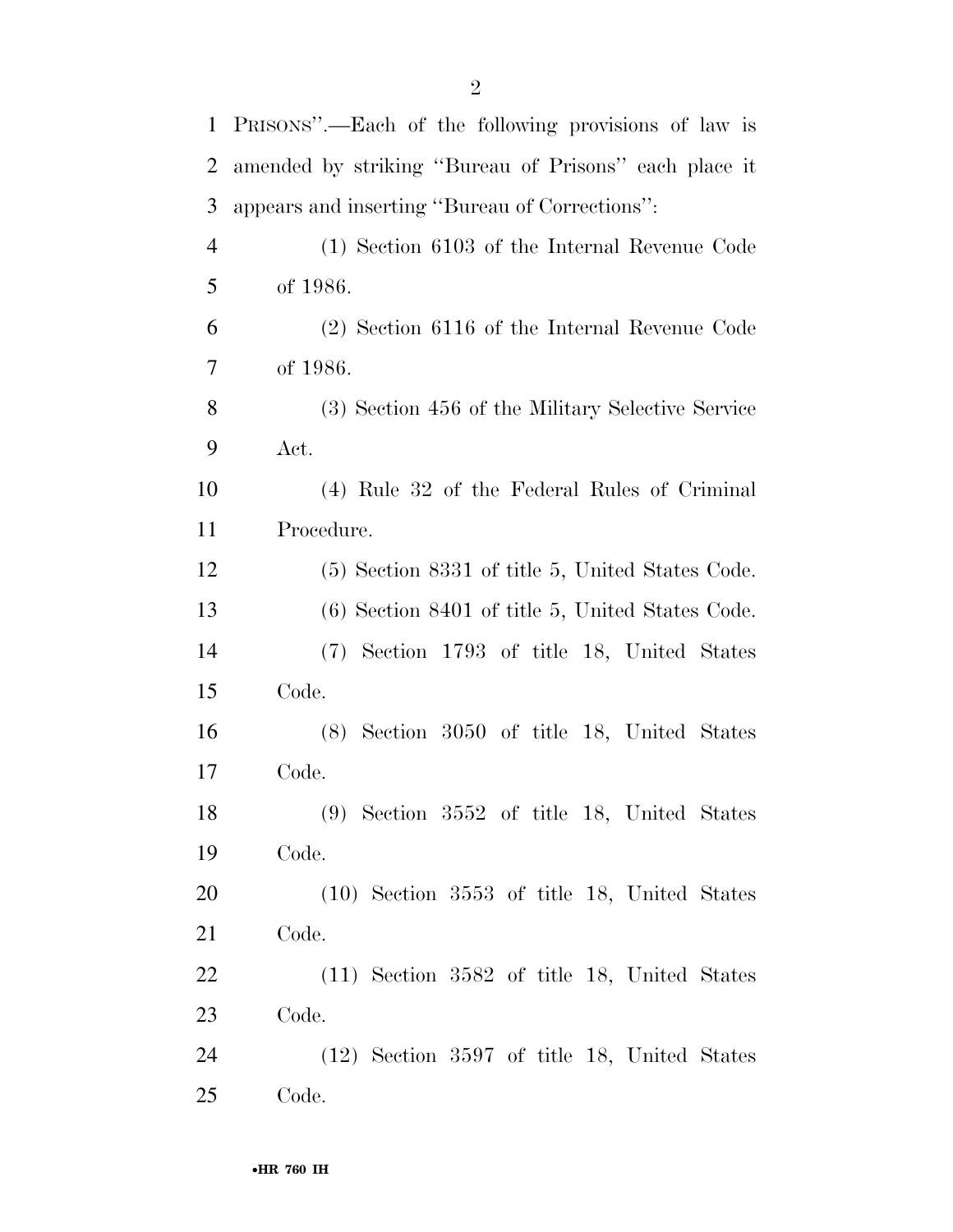PRISONS''.—Each of the following provisions of law is amended by striking ''Bureau of Prisons'' each place it appears and inserting ''Bureau of Corrections'':

(1) Section 6103 of the Internal Revenue Code of 1986.

(2) Section 6116 of the Internal Revenue Code of 1986.

(3) Section 456 of the Military Selective Service Act.

(4) Rule 32 of the Federal Rules of Criminal Procedure.

(5) Section 8331 of title 5, United States Code.

(6) Section 8401 of title 5, United States Code.

(7) Section 1793 of title 18, United States Code.

(8) Section 3050 of title 18, United States Code.

(9) Section 3552 of title 18, United States Code.

(10) Section 3553 of title 18, United States Code.

(11) Section 3582 of title 18, United States Code.

(12) Section 3597 of title 18, United States Code.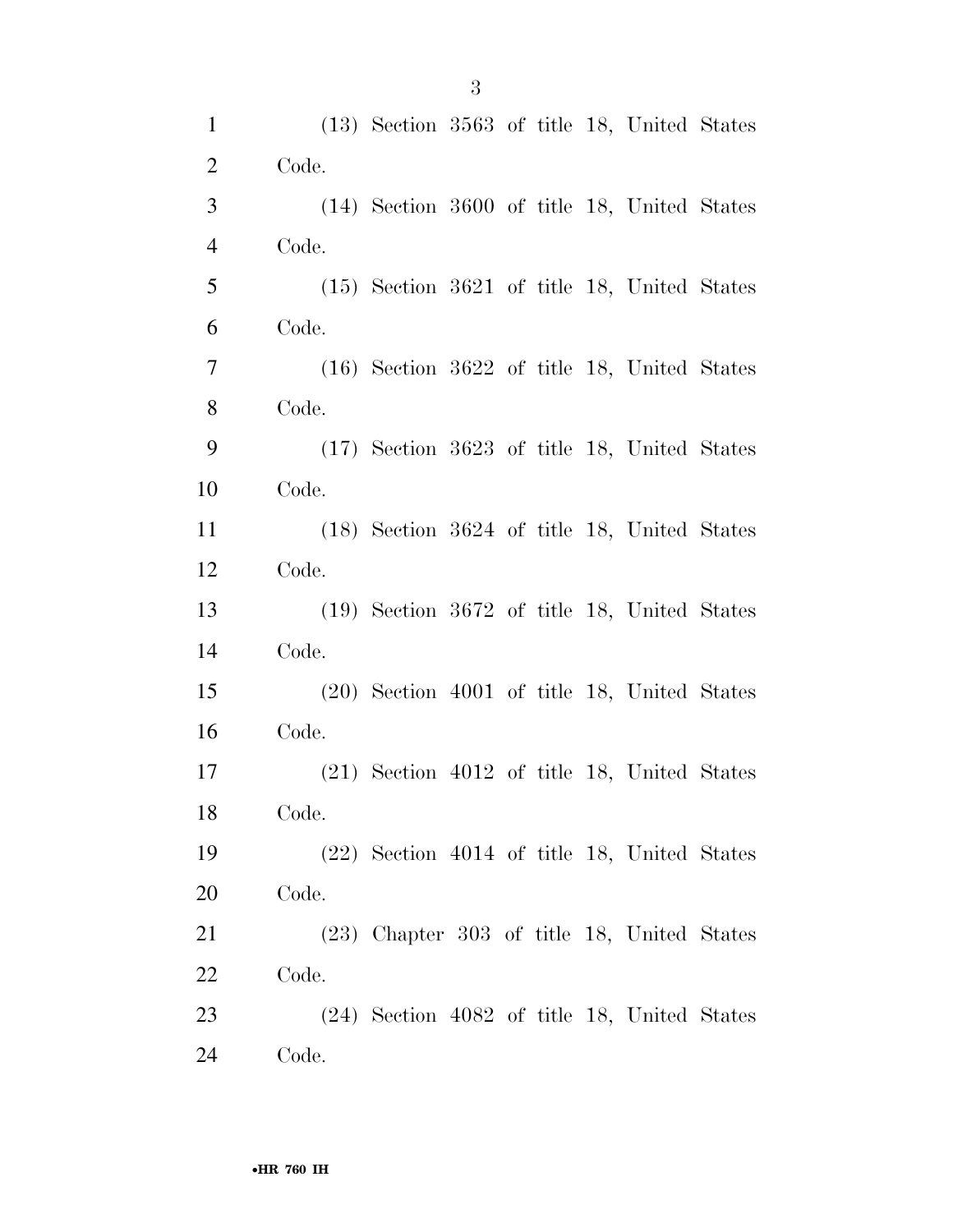(13) Section 3563 of title 18, United States Code.

(14) Section 3600 of title 18, United States Code.

(15) Section 3621 of title 18, United States Code.

(16) Section 3622 of title 18, United States Code.

(17) Section 3623 of title 18, United States Code.

(18) Section 3624 of title 18, United States Code.

(19) Section 3672 of title 18, United States Code.

(20) Section 4001 of title 18, United States Code.

(21) Section 4012 of title 18, United States Code.

(22) Section 4014 of title 18, United States Code.

(23) Chapter 303 of title 18, United States Code.

(24) Section 4082 of title 18, United States Code.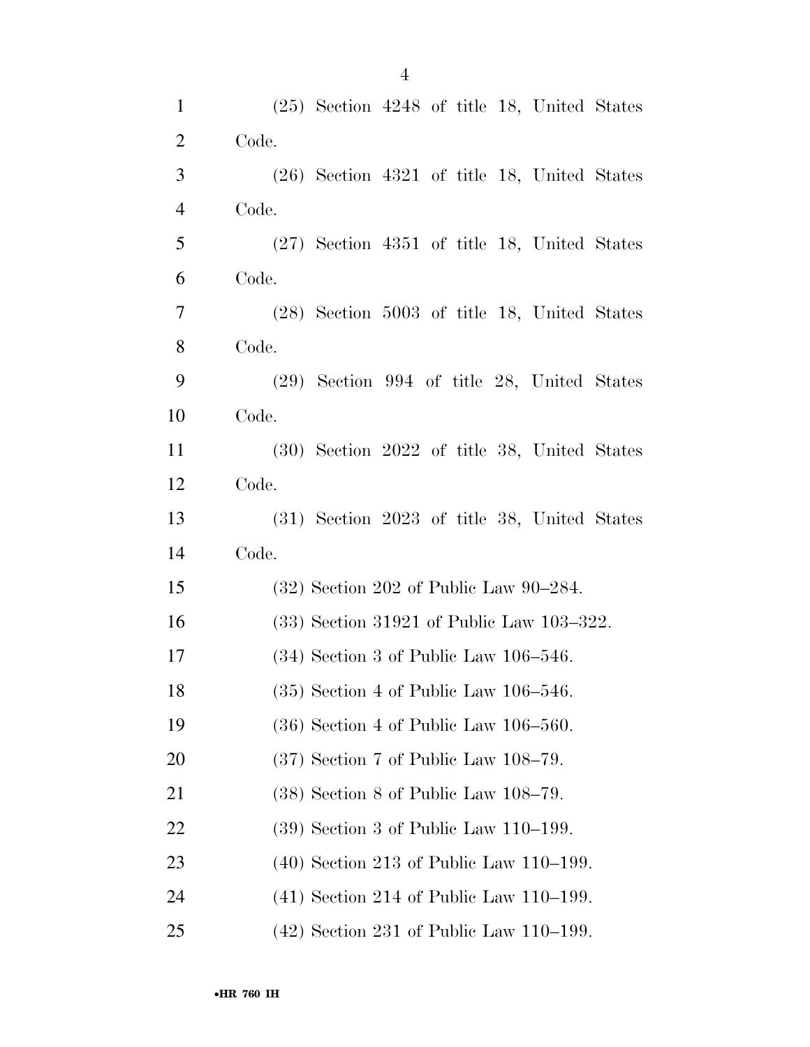(25) Section 4248 of title 18, United States Code.

(26) Section 4321 of title 18, United States Code.

(27) Section 4351 of title 18, United States Code.

(28) Section 5003 of title 18, United States Code.

(29) Section 994 of title 28, United States Code.

(30) Section 2022 of title 38, United States Code.

(31) Section 2023 of title 38, United States Code.

(32) Section 202 of Public Law 90–284.

(33) Section 31921 of Public Law 103–322.

(34) Section 3 of Public Law 106–546.

(35) Section 4 of Public Law 106–546.

(36) Section 4 of Public Law 106–560.

(37) Section 7 of Public Law 108–79.

(38) Section 8 of Public Law 108–79.

(39) Section 3 of Public Law 110–199.

(40) Section 213 of Public Law 110–199.

(41) Section 214 of Public Law 110–199.

(42) Section 231 of Public Law 110–199.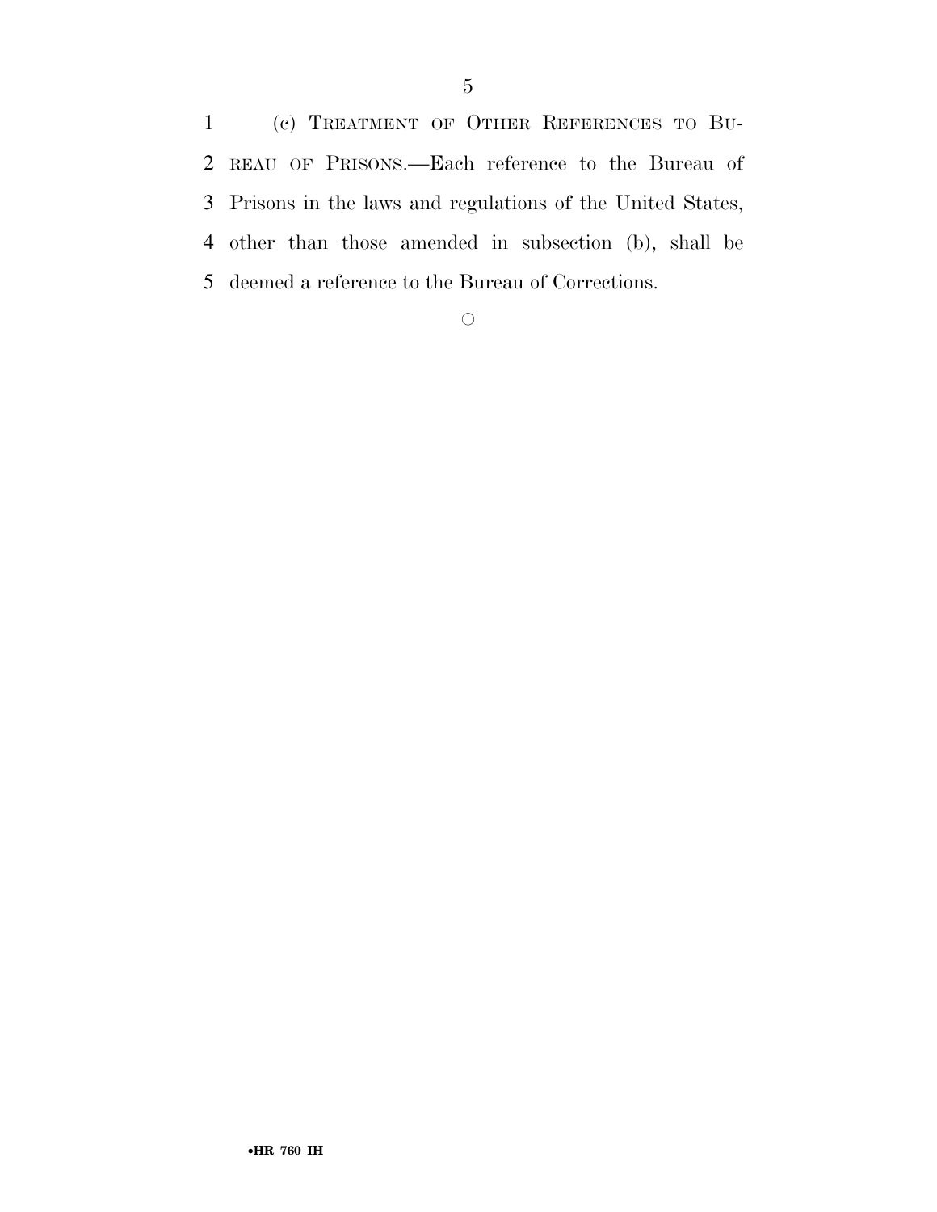(c) TREATMENT OF OTHER REFERENCES TO BUREAU OF PRISONS.—Each reference to the Bureau of Prisons in the laws and regulations of the United States, other than those amended in subsection (b), shall be deemed a reference to the Bureau of Corrections.

○